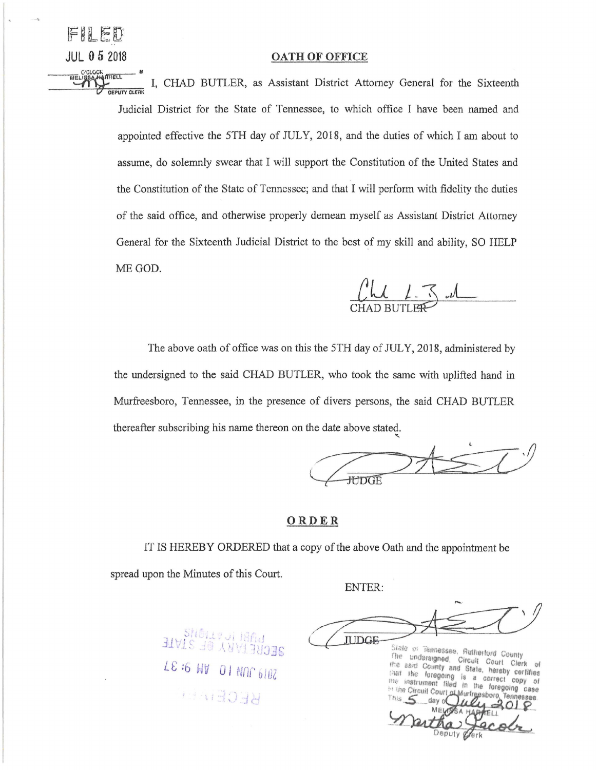FILED
JUL 05 2018
O'CLOCK
MELISSA HARRELL
DEPUTY CLERK

## OATH OF OFFICE

I, CHAD BUTLER, as Assistant District Attorney General for the Sixteenth Judicial District for the State of Tennessee, to which office I have been named and appointed effective the 5TH day of JULY, 2018, and the duties of which I am about to assume, do solemnly swear that I will support the Constitution of the United States and the Constitution of the State of Tennessee; and that I will perform with fidelity the duties of the said office, and otherwise properly demean myself as Assistant District Attorney General for the Sixteenth Judicial District to the best of my skill and ability, SO HELP ME GOD.

CHAD BUTLER

The above oath of office was on this the 5TH day of JULY, 2018, administered by the undersigned to the said CHAD BUTLER, who took the same with uplifted hand in Murfreesboro, Tennessee, in the presence of divers persons, the said CHAD BUTLER thereafter subscribing his name thereon on the date above stated.

JUDGE

## ORDER

IT IS HEREBY ORDERED that a copy of the above Oath and the appointment be spread upon the Minutes of this Court.

ENTER:

JUDGE

State of Tennessee, Rutherford County
The undersigned, Circuit Court Clerk of the said County and State, hereby certifies that the foregoing is a correct copy of the instrument filed in the foregoing case in the Circuit Court of Murfreesboro, Tennessee.
This 5 day of July 2018
MELISSA HARRELL
Martha Jacobs
Deputy Clerk

PUBLICATIONS
SECRETARY OF STATE
2019 JUN 10 AM 9:37
RECEIVED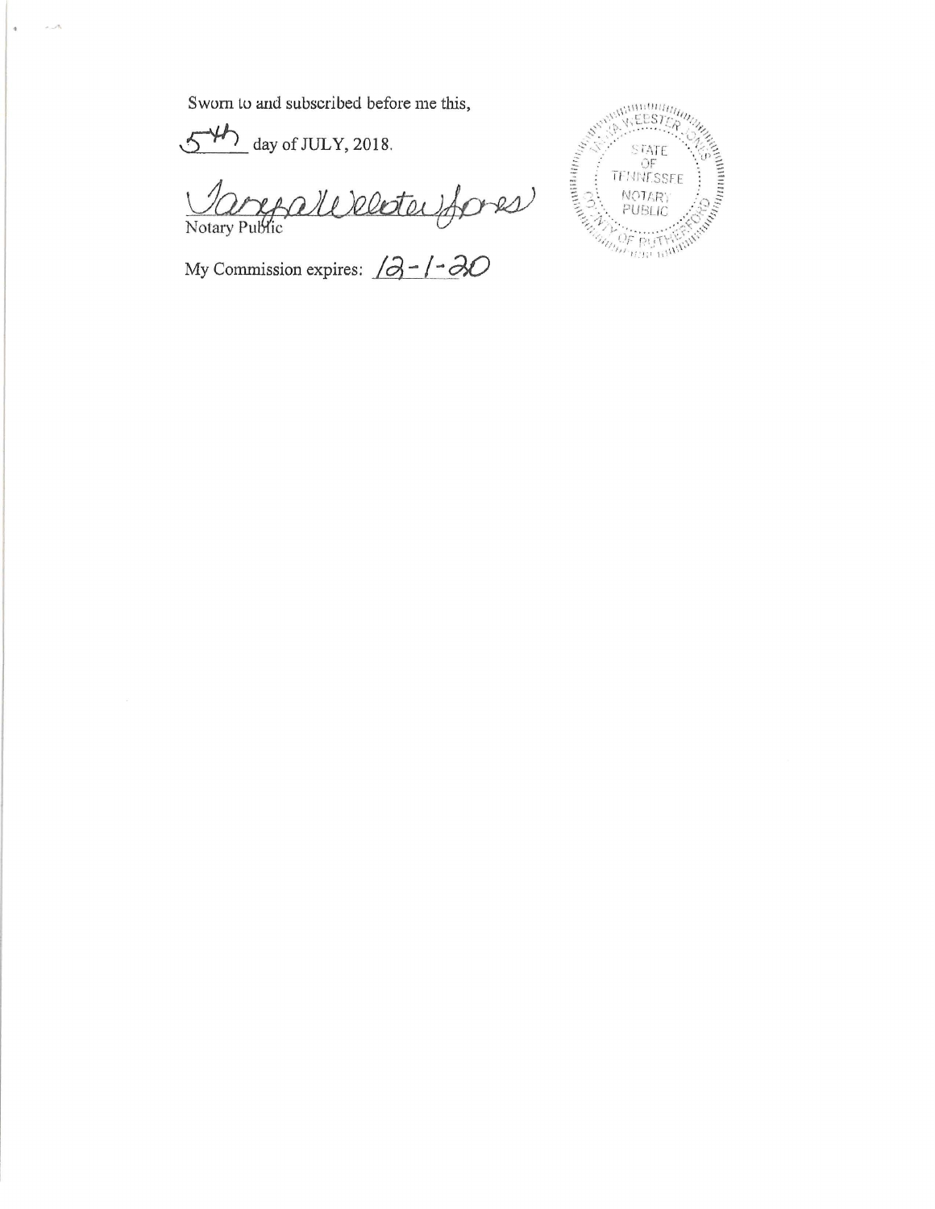Sworn to and subscribed before me this,

5th day of JULY, 2018.

Tanya Webster Jones

Notary Public

My Commission expires: 12-1-20

TANYA WEBSTER JONES
STATE OF TENNESSEE
NOTARY PUBLIC
COUNTY OF RUTHERFORD